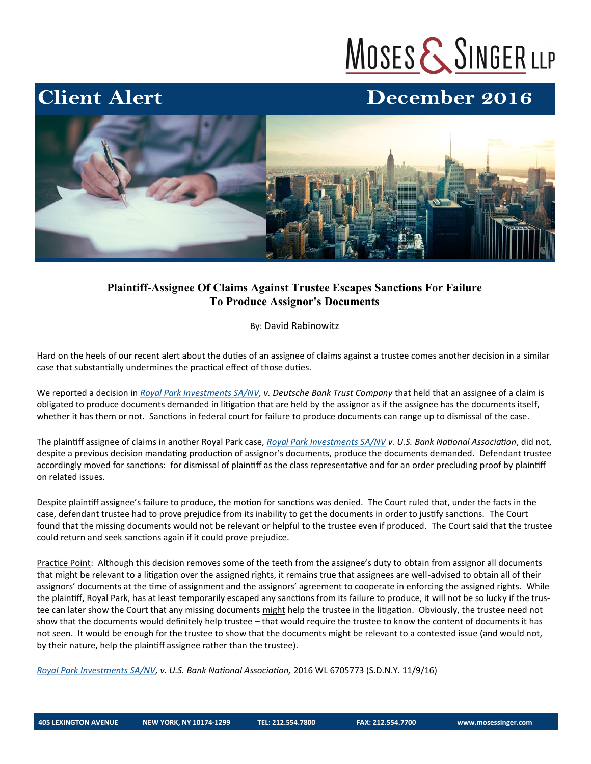MOSES & SINGER LLP

# Client Alert

December 2016

## Plaintiff-Assignee Of Claims Against Trustee Escapes Sanctions For Failure To Produce Assignor's Documents

By: David Rabinowitz

Hard on the heels of our recent alert about the duties of an assignee of claims against a trustee comes another decision in a similar case that substantially undermines the practical effect of those duties.

We reported a decision in *Royal Park Investments SA/NV, v. Deutsche Bank Trust Company* that held that an assignee of a claim is obligated to produce documents demanded in litigation that are held by the assignor as if the assignee has the documents itself, whether it has them or not. Sanctions in federal court for failure to produce documents can range up to dismissal of the case.

The plaintiff assignee of claims in another Royal Park case, *Royal Park Investments SA/NV v. U.S. Bank National Association*, did not, despite a previous decision mandating production of assignor's documents, produce the documents demanded. Defendant trustee accordingly moved for sanctions: for dismissal of plaintiff as the class representative and for an order precluding proof by plaintiff on related issues.

Despite plaintiff assignee's failure to produce, the motion for sanctions was denied. The Court ruled that, under the facts in the case, defendant trustee had to prove prejudice from its inability to get the documents in order to justify sanctions. The Court found that the missing documents would not be relevant or helpful to the trustee even if produced. The Court said that the trustee could return and seek sanctions again if it could prove prejudice.

Practice Point: Although this decision removes some of the teeth from the assignee's duty to obtain from assignor all documents that might be relevant to a litigation over the assigned rights, it remains true that assignees are well-advised to obtain all of their assignors' documents at the time of assignment and the assignors' agreement to cooperate in enforcing the assigned rights. While the plaintiff, Royal Park, has at least temporarily escaped any sanctions from its failure to produce, it will not be so lucky if the trustee can later show the Court that any missing documents might help the trustee in the litigation. Obviously, the trustee need not show that the documents would definitely help trustee – that would require the trustee to know the content of documents it has not seen. It would be enough for the trustee to show that the documents might be relevant to a contested issue (and would not, by their nature, help the plaintiff assignee rather than the trustee).

*Royal Park Investments SA/NV, v. U.S. Bank National Association,* 2016 WL 6705773 (S.D.N.Y. 11/9/16)

405 LEXINGTON AVENUE | NEW YORK, NY 10174-1299 | TEL: 212.554.7800 | FAX: 212.554.7700 | www.mosessinger.com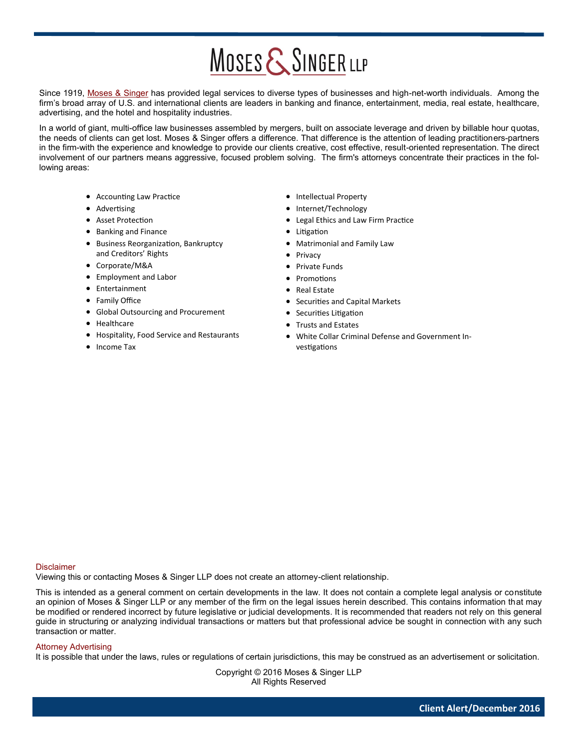# Moses & Singer LLP

Since 1919, Moses & Singer has provided legal services to diverse types of businesses and high-net-worth individuals. Among the firm's broad array of U.S. and international clients are leaders in banking and finance, entertainment, media, real estate, healthcare, advertising, and the hotel and hospitality industries.

In a world of giant, multi-office law businesses assembled by mergers, built on associate leverage and driven by billable hour quotas, the needs of clients can get lost. Moses & Singer offers a difference. That difference is the attention of leading practitioners-partners in the firm-with the experience and knowledge to provide our clients creative, cost effective, result-oriented representation. The direct involvement of our partners means aggressive, focused problem solving. The firm's attorneys concentrate their practices in the following areas:

- Accounting Law Practice
- Advertising
- Asset Protection
- Banking and Finance
- Business Reorganization, Bankruptcy and Creditors' Rights
- Corporate/M&A
- Employment and Labor
- Entertainment
- Family Office
- Global Outsourcing and Procurement
- Healthcare
- Hospitality, Food Service and Restaurants
- Income Tax
- Intellectual Property
- Internet/Technology
- Legal Ethics and Law Firm Practice
- Litigation
- Matrimonial and Family Law
- Privacy
- Private Funds
- Promotions
- Real Estate
- Securities and Capital Markets
- Securities Litigation
- Trusts and Estates
- White Collar Criminal Defense and Government Investigations

Disclaimer

Viewing this or contacting Moses & Singer LLP does not create an attorney-client relationship.

This is intended as a general comment on certain developments in the law. It does not contain a complete legal analysis or constitute an opinion of Moses & Singer LLP or any member of the firm on the legal issues herein described. This contains information that may be modified or rendered incorrect by future legislative or judicial developments. It is recommended that readers not rely on this general guide in structuring or analyzing individual transactions or matters but that professional advice be sought in connection with any such transaction or matter.

Attorney Advertising

It is possible that under the laws, rules or regulations of certain jurisdictions, this may be construed as an advertisement or solicitation.

Copyright © 2016 Moses & Singer LLP
All Rights Reserved